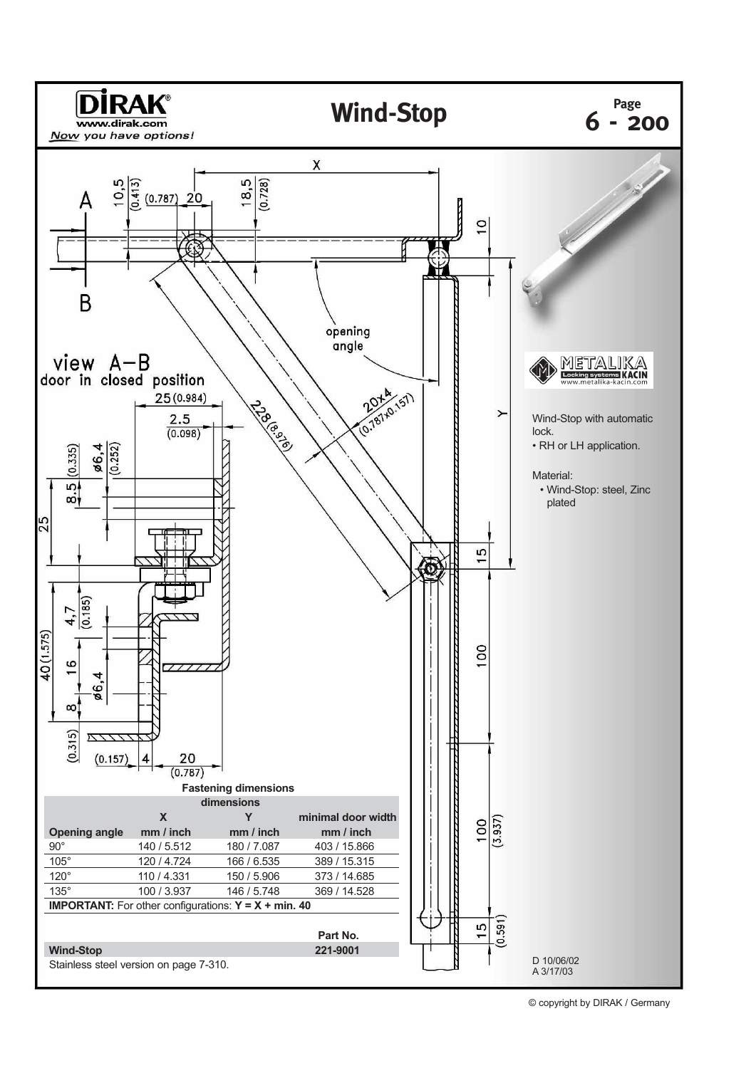# Wind-Stop

DIRAK
www.dirak.com
*Now you have options!*

Page 6 - 200

Wind-Stop with automatic lock.
- RH or LH application.

Material:
- Wind-Stop: steel, Zinc plated

METALIKA
Locking systems KACIN
www.metalika-kacin.com

view A–B
door in closed position

**Fastening dimensions**

| | dimensions | | |
|---|---|---|---|
| | **X** | **Y** | **minimal door width** |
| **Opening angle** | **mm / inch** | **mm / inch** | **mm / inch** |
| 90° | 140 / 5.512 | 180 / 7.087 | 403 / 15.866 |
| 105° | 120 / 4.724 | 166 / 6.535 | 389 / 15.315 |
| 120° | 110 / 4.331 | 150 / 5.906 | 373 / 14.685 |
| 135° | 100 / 3.937 | 146 / 5.748 | 369 / 14.528 |

**IMPORTANT:** For other configurations: **Y = X + min. 40**

| | **Part No.** |
|---|---|
| **Wind-Stop** | **221-9001** |

Stainless steel version on page 7-310.

D 10/06/02
A 3/17/03

© copyright by DIRAK / Germany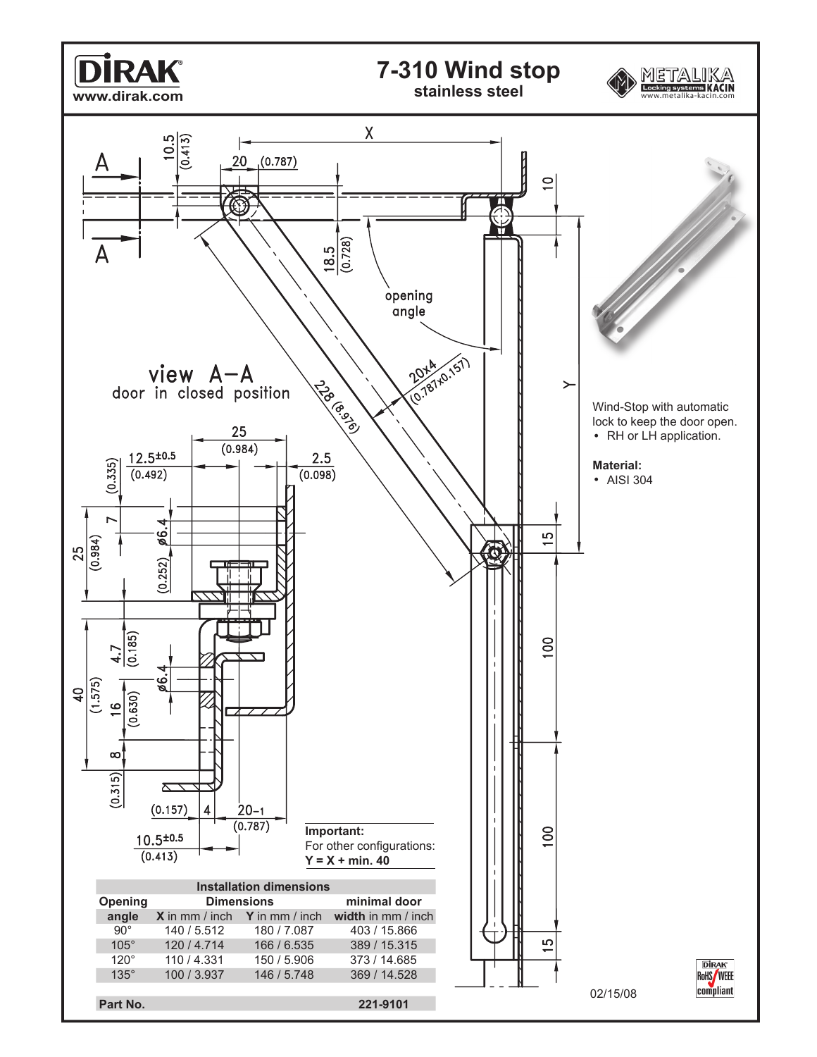# 7-310 Wind stop

stainless steel

DIRAK
www.dirak.com

METALIKA Locking systems KACIN www.metalika-kacin.com

X

10.5 (0.413)

20 (0.787)

10

18.5 (0.728)

opening angle

view A–A
door in closed position

228 (8.976)

20x4 (0.787x0.157)

Y

Wind-Stop with automatic lock to keep the door open.

- RH or LH application.

**Material:**

- AISI 304

25 (0.984)

12.5±0.5 (0.492)

2.5 (0.098)

(0.335)

7

ø6.4

25 (0.984)

(0.252)

15

4.7 (0.185)

ø6.4

40 (1.575)

16 (0.630)

100

8

(0.315)

(0.157) 4

20–1 (0.787)

10.5±0.5 (0.413)

**Important:**
For other configurations:
**Y = X + min. 40**

100

15

| Installation dimensions | | | |
|---|---|---|---|
| Opening | Dimensions | | minimal door |
| **angle** | **X** in mm / inch | **Y** in mm / inch | **width** in mm / inch |
| 90° | 140 / 5.512 | 180 / 7.087 | 403 / 15.866 |
| 105° | 120 / 4.714 | 166 / 6.535 | 389 / 15.315 |
| 120° | 110 / 4.331 | 150 / 5.906 | 373 / 14.685 |
| 135° | 100 / 3.937 | 146 / 5.748 | 369 / 14.528 |

| | |
|---|---|
| **Part No.** | **221-9101** |

02/15/08

DIRAK RoHS WEEE compliant